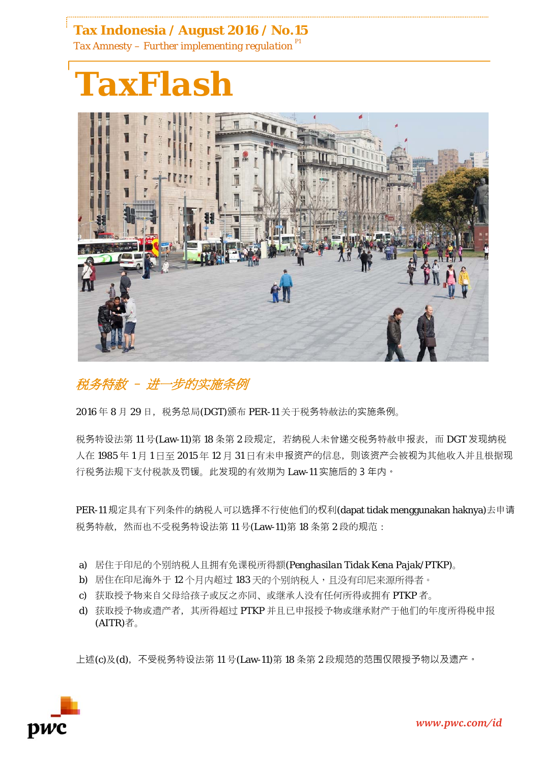Tax Indonesia / August 2016 / No.15

Tax Amnesty – Further implementing regulation

# TaxFlash

## *税务特赦 – 进一步的实施条例*

2016 年 8 月 29 日，税务总局(DGT)颁布 PER-11 关于税务特赦法的实施条例。

税务特设法第 11 号(Law-11)第 18 条第 2 段规定，若纳税人未曾递交税务特赦申报表，而 DGT 发现纳税人在 1985 年 1 月 1 日至 2015 年 12 月 31 日有未申报资产的信息，则该资产会被视为其他收入并且根据现行税务法规下支付税款及罚锾。此发现的有效期为 Law-11 实施后的 3 年内。

PER-11 规定具有下列条件的纳税人可以选择不行使他们的权利(dapat tidak menggunakan haknya)去申请税务特赦，然而也不受税务特设法第 11 号(Law-11)第 18 条第 2 段的规范：

a) 居住于印尼的个别纳税人且拥有免课税所得额(Penghasilan Tidak Kena Pajak/PTKP)。
b) 居住在印尼海外于 12 个月内超过 183 天的个别纳税人，且没有印尼来源所得者。
c) 获取授予物来自父母给孩子或反之亦同、或继承人没有任何所得或拥有 PTKP 者。
d) 获取授予物或遗产者，其所得超过 PTKP 并且已申报授予物或继承财产于他们的年度所得税申报(AITR)者。

上述(c)及(d)，不受税务特设法第 11 号(Law-11)第 18 条第 2 段规范的范围仅限授予物以及遗产。

www.pwc.com/id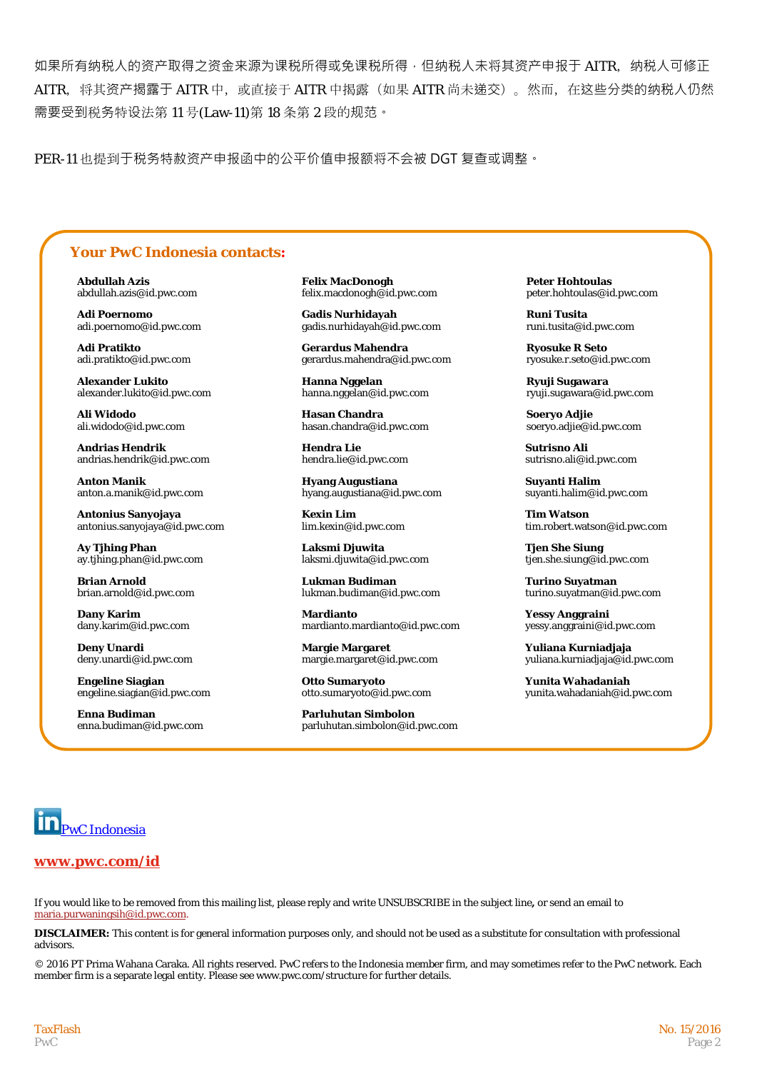如果所有纳税人的资产取得之资金来源为课税所得或免课税所得，但纳税人未将其资产申报于 AITR，纳税人可修正 AITR，将其资产揭露于 AITR 中，或直接于 AITR 中揭露（如果 AITR 尚未递交）。然而，在这些分类的纳税人仍然需要受到税务特设法第 11 号(Law-11)第 18 条第 2 段的规范。

PER-11 也提到于税务特赦资产申报函中的公平价值申报额将不会被 DGT 复查或调整。

## Your PwC Indonesia contacts:

**Abdullah Azis**
abdullah.azis@id.pwc.com

**Adi Poernomo**
adi.poernomo@id.pwc.com

**Adi Pratikto**
adi.pratikto@id.pwc.com

**Alexander Lukito**
alexander.lukito@id.pwc.com

**Ali Widodo**
ali.widodo@id.pwc.com

**Andrias Hendrik**
andrias.hendrik@id.pwc.com

**Anton Manik**
anton.a.manik@id.pwc.com

**Antonius Sanyojaya**
antonius.sanyojaya@id.pwc.com

**Ay Tjhing Phan**
ay.tjhing.phan@id.pwc.com

**Brian Arnold**
brian.arnold@id.pwc.com

**Dany Karim**
dany.karim@id.pwc.com

**Deny Unardi**
deny.unardi@id.pwc.com

**Engeline Siagian**
engeline.siagian@id.pwc.com

**Enna Budiman**
enna.budiman@id.pwc.com

**Felix MacDonogh**
felix.macdonogh@id.pwc.com

**Gadis Nurhidayah**
gadis.nurhidayah@id.pwc.com

**Gerardus Mahendra**
gerardus.mahendra@id.pwc.com

**Hanna Nggelan**
hanna.nggelan@id.pwc.com

**Hasan Chandra**
hasan.chandra@id.pwc.com

**Hendra Lie**
hendra.lie@id.pwc.com

**Hyang Augustiana**
hyang.augustiana@id.pwc.com

**Kexin Lim**
lim.kexin@id.pwc.com

**Laksmi Djuwita**
laksmi.djuwita@id.pwc.com

**Lukman Budiman**
lukman.budiman@id.pwc.com

**Mardianto**
mardianto.mardianto@id.pwc.com

**Margie Margaret**
margie.margaret@id.pwc.com

**Otto Sumaryoto**
otto.sumaryoto@id.pwc.com

**Parluhutan Simbolon**
parluhutan.simbolon@id.pwc.com

**Peter Hohtoulas**
peter.hohtoulas@id.pwc.com

**Runi Tusita**
runi.tusita@id.pwc.com

**Ryosuke R Seto**
ryosuke.r.seto@id.pwc.com

**Ryuji Sugawara**
ryuji.sugawara@id.pwc.com

**Soeryo Adjie**
soeryo.adjie@id.pwc.com

**Sutrisno Ali**
sutrisno.ali@id.pwc.com

**Suyanti Halim**
suyanti.halim@id.pwc.com

**Tim Watson**
tim.robert.watson@id.pwc.com

**Tjen She Siung**
tjen.she.siung@id.pwc.com

**Turino Suyatman**
turino.suyatman@id.pwc.com

**Yessy Anggraini**
yessy.anggraini@id.pwc.com

**Yuliana Kurniadjaja**
yuliana.kurniadjaja@id.pwc.com

**Yunita Wahadaniah**
yunita.wahadaniah@id.pwc.com

PwC Indonesia

**www.pwc.com/id**

If you would like to be removed from this mailing list, please reply and write UNSUBSCRIBE in the subject line, or send an email to maria.purwaningsih@id.pwc.com.

**DISCLAIMER:** This content is for general information purposes only, and should not be used as a substitute for consultation with professional advisors.

© 2016 PT Prima Wahana Caraka. All rights reserved. PwC refers to the Indonesia member firm, and may sometimes refer to the PwC network. Each member firm is a separate legal entity. Please see www.pwc.com/structure for further details.